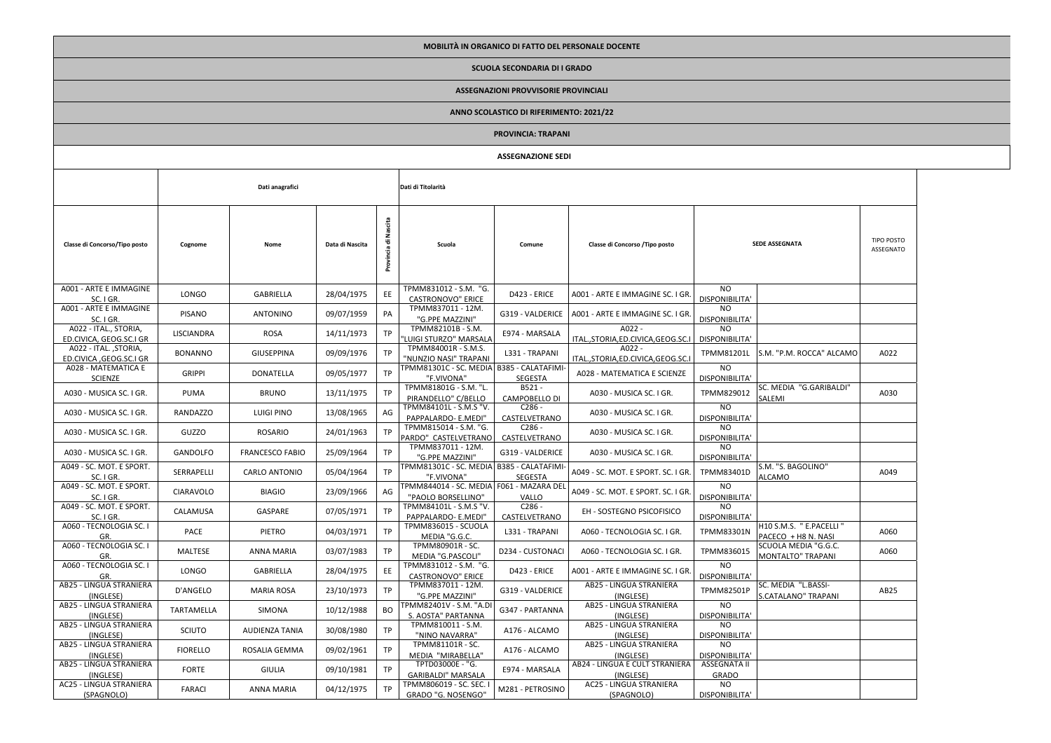# MOBILITÀ IN ORGANICO DI FATTO DEL PERSONALE DOCENTE

## SCUOLA SECONDARIA DI I GRADO

## ASSEGNAZIONI PROVVISORIE PROVINCIALI

## ANNO SCOLASTICO DI RIFERIMENTO: 2021/22

## PROVINCIA: TRAPANI

## ASSEGNAZIONE SEDI

| | Dati anagrafici | | | | Dati di Titolarità | | | | | |
|---|---|---|---|---|---|---|---|---|---|---|
| Classe di Concorso/Tipo posto | Cognome | Nome | Data di Nascita | Provincia di Nascita | Scuola | Comune | Classe di Concorso /Tipo posto | SEDE ASSEGNATA | | TIPO POSTO ASSEGNATO |
| A001 - ARTE E IMMAGINE SC. I GR. | LONGO | GABRIELLA | 28/04/1975 | EE | TPMM831012 - S.M. "G. CASTRONOVO" ERICE | D423 - ERICE | A001 - ARTE E IMMAGINE SC. I GR. | NO DISPONIBILITA' | | |
| A001 - ARTE E IMMAGINE SC. I GR. | PISANO | ANTONINO | 09/07/1959 | PA | TPMM837011 - 12M. "G.PPE MAZZINI" | G319 - VALDERICE | A001 - ARTE E IMMAGINE SC. I GR. | NO DISPONIBILITA' | | |
| A022 - ITAL., STORIA, ED.CIVICA, GEOG.SC.I GR | LISCIANDRA | ROSA | 14/11/1973 | TP | TPMM82101B - S.M. "LUIGI STURZO" MARSALA | E974 - MARSALA | A022 - ITAL.,STORIA,ED.CIVICA,GEOG.SC.I | NO DISPONIBILITA' | | |
| A022 - ITAL. ,STORIA, ED.CIVICA ,GEOG.SC.I GR | BONANNO | GIUSEPPINA | 09/09/1976 | TP | TPMM84001R - S.M.S. "NUNZIO NASI" TRAPANI | L331 - TRAPANI | A022 - ITAL.,STORIA,ED.CIVICA,GEOG.SC.I | TPMM81201L | S.M. "P.M. ROCCA" ALCAMO | A022 |
| A028 - MATEMATICA E SCIENZE | GRIPPI | DONATELLA | 09/05/1977 | TP | TPMM81301C - SC. MEDIA "F.VIVONA" | B385 - CALATAFIMI-SEGESTA | A028 - MATEMATICA E SCIENZE | NO DISPONIBILITA' | | |
| A030 - MUSICA SC. I GR. | PUMA | BRUNO | 13/11/1975 | TP | TPMM81801G - S.M. "L. PIRANDELLO" C/BELLO | B521 - CAMPOBELLO DI | A030 - MUSICA SC. I GR. | TPMM829012 | SC. MEDIA "G.GARIBALDI" SALEMI | A030 |
| A030 - MUSICA SC. I GR. | RANDAZZO | LUIGI PINO | 13/08/1965 | AG | TPMM84101L - S.M.S "V. PAPPALARDO- E.MEDI" | C286 - CASTELVETRANO | A030 - MUSICA SC. I GR. | NO DISPONIBILITA' | | |
| A030 - MUSICA SC. I GR. | GUZZO | ROSARIO | 24/01/1963 | TP | TPMM815014 - S.M. "G. PARDO" CASTELVETRANO | C286 - CASTELVETRANO | A030 - MUSICA SC. I GR. | NO DISPONIBILITA' | | |
| A030 - MUSICA SC. I GR. | GANDOLFO | FRANCESCO FABIO | 25/09/1964 | TP | TPMM837011 - 12M. "G.PPE MAZZINI" | G319 - VALDERICE | A030 - MUSICA SC. I GR. | NO DISPONIBILITA' | | |
| A049 - SC. MOT. E SPORT. SC. I GR. | SERRAPELLI | CARLO ANTONIO | 05/04/1964 | TP | TPMM81301C - SC. MEDIA "F.VIVONA" | B385 - CALATAFIMI-SEGESTA | A049 - SC. MOT. E SPORT. SC. I GR. | TPMM83401D | S.M. "S. BAGOLINO" ALCAMO | A049 |
| A049 - SC. MOT. E SPORT. SC. I GR. | CIARAVOLO | BIAGIO | 23/09/1966 | AG | TPMM844014 - SC. MEDIA "PAOLO BORSELLINO" | F061 - MAZARA DEL VALLO | A049 - SC. MOT. E SPORT. SC. I GR. | NO DISPONIBILITA' | | |
| A049 - SC. MOT. E SPORT. SC. I GR. | CALAMUSA | GASPARE | 07/05/1971 | TP | TPMM84101L - S.M.S "V. PAPPALARDO- E.MEDI" | C286 - CASTELVETRANO | EH - SOSTEGNO PSICOFISICO | NO DISPONIBILITA' | | |
| A060 - TECNOLOGIA SC. I GR. | PACE | PIETRO | 04/03/1971 | TP | TPMM836015 - SCUOLA MEDIA "G.G.C. | L331 - TRAPANI | A060 - TECNOLOGIA SC. I GR. | TPMM83301N | H10 S.M.S. " E.PACELLI " PACECO + H8 N. NASI | A060 |
| A060 - TECNOLOGIA SC. I GR. | MALTESE | ANNA MARIA | 03/07/1983 | TP | TPMM80901R - SC. MEDIA "G.PASCOLI" | D234 - CUSTONACI | A060 - TECNOLOGIA SC. I GR. | TPMM836015 | SCUOLA MEDIA "G.G.C. MONTALTO" TRAPANI | A060 |
| A060 - TECNOLOGIA SC. I GR. | LONGO | GABRIELLA | 28/04/1975 | EE | TPMM831012 - S.M. "G. CASTRONOVO" ERICE | D423 - ERICE | A001 - ARTE E IMMAGINE SC. I GR. | NO DISPONIBILITA' | | |
| AB25 - LINGUA STRANIERA (INGLESE) | D'ANGELO | MARIA ROSA | 23/10/1973 | TP | TPMM837011 - 12M. "G.PPE MAZZINI" | G319 - VALDERICE | AB25 - LINGUA STRANIERA (INGLESE) | TPMM82501P | SC. MEDIA "L.BASSI-S.CATALANO" TRAPANI | AB25 |
| AB25 - LINGUA STRANIERA (INGLESE) | TARTAMELLA | SIMONA | 10/12/1988 | BO | TPMM82401V - S.M. "A.DI S. AOSTA" PARTANNA | G347 - PARTANNA | AB25 - LINGUA STRANIERA (INGLESE) | NO DISPONIBILITA' | | |
| AB25 - LINGUA STRANIERA (INGLESE) | SCIUTO | AUDIENZA TANIA | 30/08/1980 | TP | TPMM810011 - S.M. "NINO NAVARRA" | A176 - ALCAMO | AB25 - LINGUA STRANIERA (INGLESE) | NO DISPONIBILITA' | | |
| AB25 - LINGUA STRANIERA (INGLESE) | FIORELLO | ROSALIA GEMMA | 09/02/1961 | TP | TPMM81101R - SC. MEDIA "MIRABELLA" | A176 - ALCAMO | AB25 - LINGUA STRANIERA (INGLESE) | NO DISPONIBILITA' | | |
| AB25 - LINGUA STRANIERA (INGLESE) | FORTE | GIULIA | 09/10/1981 | TP | TPTD03000E - "G. GARIBALDI" MARSALA | E974 - MARSALA | AB24 - LINGUA E CULT STRANIERA (INGLESE) | ASSEGNATA II GRADO | | |
| AC25 - LINGUA STRANIERA (SPAGNOLO) | FARACI | ANNA MARIA | 04/12/1975 | TP | TPMM806019 - SC. SEC. I GRADO "G. NOSENGO" | M281 - PETROSINO | AC25 - LINGUA STRANIERA (SPAGNOLO) | NO DISPONIBILITA' | | |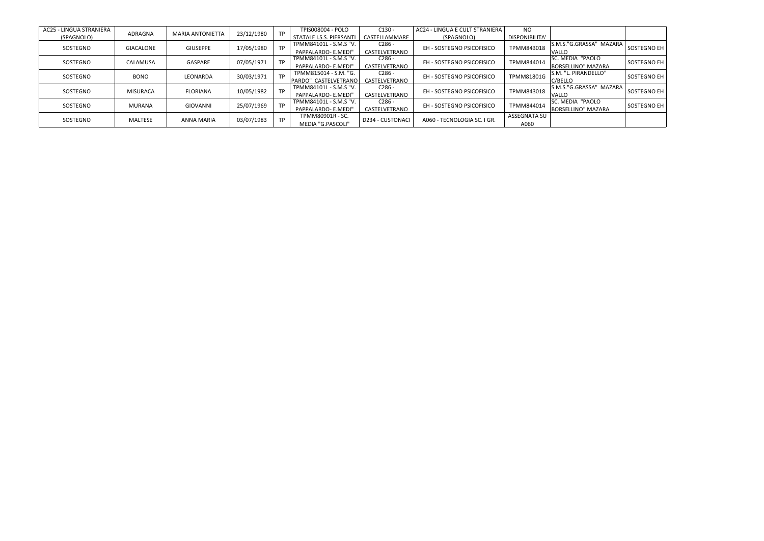| | | | | | | | | | | |
|---|---|---|---|---|---|---|---|---|---|---|
| AC25 - LINGUA STRANIERA (SPAGNOLO) | ADRAGNA | MARIA ANTONIETTA | 23/12/1980 | TP | TPIS008004 - POLO STATALE I.S.S. PIERSANTI | C130 - CASTELLAMMARE | AC24 - LINGUA E CULT STRANIERA (SPAGNOLO) | NO DISPONIBILITA' | | |
| SOSTEGNO | GIACALONE | GIUSEPPE | 17/05/1980 | TP | TPMM84101L - S.M.S "V. PAPPALARDO- E.MEDI" | C286 - CASTELVETRANO | EH - SOSTEGNO PSICOFISICO | TPMM843018 | S.M.S."G.GRASSA" MAZARA VALLO | SOSTEGNO EH |
| SOSTEGNO | CALAMUSA | GASPARE | 07/05/1971 | TP | TPMM84101L - S.M.S "V. PAPPALARDO- E.MEDI" | C286 - CASTELVETRANO | EH - SOSTEGNO PSICOFISICO | TPMM844014 | SC. MEDIA "PAOLO BORSELLINO" MAZARA | SOSTEGNO EH |
| SOSTEGNO | BONO | LEONARDA | 30/03/1971 | TP | TPMM815014 - S.M. "G. PARDO" CASTELVETRANO | C286 - CASTELVETRANO | EH - SOSTEGNO PSICOFISICO | TPMM81801G | S.M. "L. PIRANDELLO" C/BELLO | SOSTEGNO EH |
| SOSTEGNO | MISURACA | FLORIANA | 10/05/1982 | TP | TPMM84101L - S.M.S "V. PAPPALARDO- E.MEDI" | C286 - CASTELVETRANO | EH - SOSTEGNO PSICOFISICO | TPMM843018 | S.M.S."G.GRASSA" MAZARA VALLO | SOSTEGNO EH |
| SOSTEGNO | MURANA | GIOVANNI | 25/07/1969 | TP | TPMM84101L - S.M.S "V. PAPPALARDO- E.MEDI" | C286 - CASTELVETRANO | EH - SOSTEGNO PSICOFISICO | TPMM844014 | SC. MEDIA "PAOLO BORSELLINO" MAZARA | SOSTEGNO EH |
| SOSTEGNO | MALTESE | ANNA MARIA | 03/07/1983 | TP | TPMM80901R - SC. MEDIA "G.PASCOLI" | D234 - CUSTONACI | A060 - TECNOLOGIA SC. I GR. | ASSEGNATA SU A060 | | |